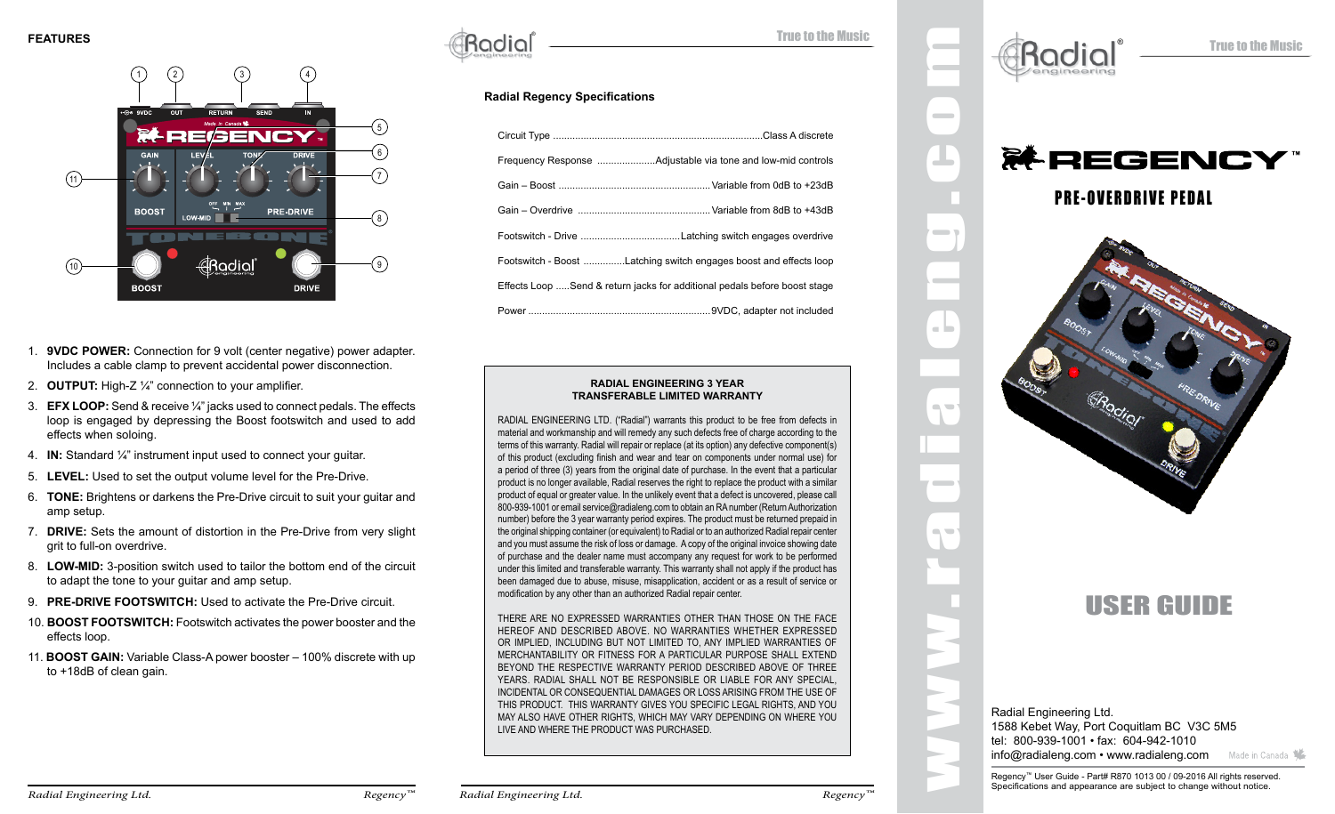## FEATURES

1. **9VDC POWER:** Connection for 9 volt (center negative) power adapter. Includes a cable clamp to prevent accidental power disconnection.
2. **OUTPUT:** High-Z ¼" connection to your amplifier.
3. **EFX LOOP:** Send & receive ¼" jacks used to connect pedals. The effects loop is engaged by depressing the Boost footswitch and used to add effects when soloing.
4. **IN:** Standard ¼" instrument input used to connect your guitar.
5. **LEVEL:** Used to set the output volume level for the Pre-Drive.
6. **TONE:** Brightens or darkens the Pre-Drive circuit to suit your guitar and amp setup.
7. **DRIVE:** Sets the amount of distortion in the Pre-Drive from very slight grit to full-on overdrive.
8. **LOW-MID:** 3-position switch used to tailor the bottom end of the circuit to adapt the tone to your guitar and amp setup.
9. **PRE-DRIVE FOOTSWITCH:** Used to activate the Pre-Drive circuit.
10. **BOOST FOOTSWITCH:** Footswitch activates the power booster and the effects loop.
11. **BOOST GAIN:** Variable Class-A power booster – 100% discrete with up to +18dB of clean gain.

## Radial Regency Specifications

| Specification | Value |
|---|---|
| Circuit Type | Class A discrete |
| Frequency Response | Adjustable via tone and low-mid controls |
| Gain – Boost | Variable from 0dB to +23dB |
| Gain – Overdrive | Variable from 8dB to +43dB |
| Footswitch - Drive | Latching switch engages overdrive |
| Footswitch - Boost | Latching switch engages boost and effects loop |
| Effects Loop | Send & return jacks for additional pedals before boost stage |
| Power | 9VDC, adapter not included |

### RADIAL ENGINEERING 3 YEAR TRANSFERABLE LIMITED WARRANTY

RADIAL ENGINEERING LTD. ("Radial") warrants this product to be free from defects in material and workmanship and will remedy any such defects free of charge according to the terms of this warranty. Radial will repair or replace (at its option) any defective component(s) of this product (excluding finish and wear and tear on components under normal use) for a period of three (3) years from the original date of purchase. In the event that a particular product is no longer available, Radial reserves the right to replace the product with a similar product of equal or greater value. In the unlikely event that a defect is uncovered, please call 800-939-1001 or email service@radialeng.com to obtain an RA number (Return Authorization number) before the 3 year warranty period expires. The product must be returned prepaid in the original shipping container (or equivalent) to Radial or to an authorized Radial repair center and you must assume the risk of loss or damage. A copy of the original invoice showing date of purchase and the dealer name must accompany any request for work to be performed under this limited and transferable warranty. This warranty shall not apply if the product has been damaged due to abuse, misuse, misapplication, accident or as a result of service or modification by any other than an authorized Radial repair center.

THERE ARE NO EXPRESSED WARRANTIES OTHER THAN THOSE ON THE FACE HEREOF AND DESCRIBED ABOVE. NO WARRANTIES WHETHER EXPRESSED OR IMPLIED, INCLUDING BUT NOT LIMITED TO, ANY IMPLIED WARRANTIES OF MERCHANTABILITY OR FITNESS FOR A PARTICULAR PURPOSE SHALL EXTEND BEYOND THE RESPECTIVE WARRANTY PERIOD DESCRIBED ABOVE OF THREE YEARS. RADIAL SHALL NOT BE RESPONSIBLE OR LIABLE FOR ANY SPECIAL, INCIDENTAL OR CONSEQUENTIAL DAMAGES OR LOSS ARISING FROM THE USE OF THIS PRODUCT. THIS WARRANTY GIVES YOU SPECIFIC LEGAL RIGHTS, AND YOU MAY ALSO HAVE OTHER RIGHTS, WHICH MAY VARY DEPENDING ON WHERE YOU LIVE AND WHERE THE PRODUCT WAS PURCHASED.

www.radialeng.com

Radial engineering — True to the Music

# REGENCY™

## PRE-OVERDRIVE PEDAL

# USER GUIDE

Radial Engineering Ltd.
1588 Kebet Way, Port Coquitlam BC V3C 5M5
tel: 800-939-1001 • fax: 604-942-1010
info@radialeng.com • www.radialeng.com

Made in Canada

Regency™ User Guide - Part# R870 1013 00 / 09-2016 All rights reserved.
Specifications and appearance are subject to change without notice.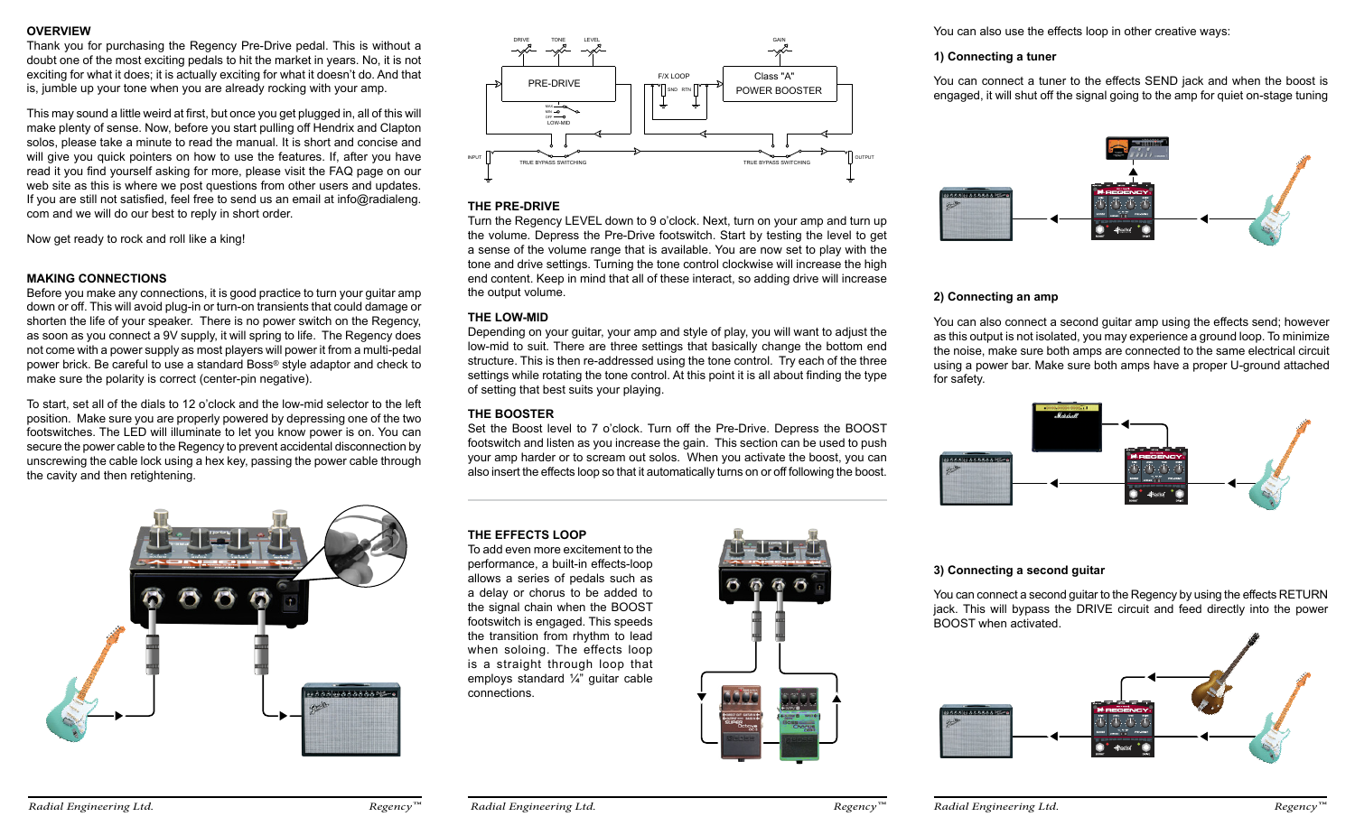## OVERVIEW

Thank you for purchasing the Regency Pre-Drive pedal. This is without a doubt one of the most exciting pedals to hit the market in years. No, it is not exciting for what it does; it is actually exciting for what it doesn't do. And that is, jumble up your tone when you are already rocking with your amp.

This may sound a little weird at first, but once you get plugged in, all of this will make plenty of sense. Now, before you start pulling off Hendrix and Clapton solos, please take a minute to read the manual. It is short and concise and will give you quick pointers on how to use the features. If, after you have read it you find yourself asking for more, please visit the FAQ page on our web site as this is where we post questions from other users and updates. If you are still not satisfied, feel free to send us an email at info@radialeng.com and we will do our best to reply in short order.

Now get ready to rock and roll like a king!

## MAKING CONNECTIONS

Before you make any connections, it is good practice to turn your guitar amp down or off. This will avoid plug-in or turn-on transients that could damage or shorten the life of your speaker. There is no power switch on the Regency, as soon as you connect a 9V supply, it will spring to life. The Regency does not come with a power supply as most players will power it from a multi-pedal power brick. Be careful to use a standard Boss® style adaptor and check to make sure the polarity is correct (center-pin negative).

To start, set all of the dials to 12 o'clock and the low-mid selector to the left position. Make sure you are properly powered by depressing one of the two footswitches. The LED will illuminate to let you know power is on. You can secure the power cable to the Regency to prevent accidental disconnection by unscrewing the cable lock using a hex key, passing the power cable through the cavity and then retightening.

DRIVE
TONE
LEVEL
GAIN
PRE-DRIVE
F/X LOOP
SND RTN
Class "A"
POWER BOOSTER
MAX
MIN
OFF
LOW-MID
INPUT
TRUE BYPASS SWITCHING
TRUE BYPASS SWITCHING
OUTPUT

## THE PRE-DRIVE

Turn the Regency LEVEL down to 9 o'clock. Next, turn on your amp and turn up the volume. Depress the Pre-Drive footswitch. Start by testing the level to get a sense of the volume range that is available. You are now set to play with the tone and drive settings. Turning the tone control clockwise will increase the high end content. Keep in mind that all of these interact, so adding drive will increase the output volume.

## THE LOW-MID

Depending on your guitar, your amp and style of play, you will want to adjust the low-mid to suit. There are three settings that basically change the bottom end structure. This is then re-addressed using the tone control. Try each of the three settings while rotating the tone control. At this point it is all about finding the type of setting that best suits your playing.

## THE BOOSTER

Set the Boost level to 7 o'clock. Turn off the Pre-Drive. Depress the BOOST footswitch and listen as you increase the gain. This section can be used to push your amp harder or to scream out solos. When you activate the boost, you can also insert the effects loop so that it automatically turns on or off following the boost.

## THE EFFECTS LOOP

To add even more excitement to the performance, a built-in effects-loop allows a series of pedals such as a delay or chorus to be added to the signal chain when the BOOST footswitch is engaged. This speeds the transition from rhythm to lead when soloing. The effects loop is a straight through loop that employs standard ¼" guitar cable connections.

You can also use the effects loop in other creative ways:

### 1) Connecting a tuner

You can connect a tuner to the effects SEND jack and when the boost is engaged, it will shut off the signal going to the amp for quiet on-stage tuning

### 2) Connecting an amp

You can also connect a second guitar amp using the effects send; however as this output is not isolated, you may experience a ground loop. To minimize the noise, make sure both amps are connected to the same electrical circuit using a power bar. Make sure both amps have a proper U-ground attached for safety.

### 3) Connecting a second guitar

You can connect a second guitar to the Regency by using the effects RETURN jack. This will bypass the DRIVE circuit and feed directly into the power BOOST when activated.